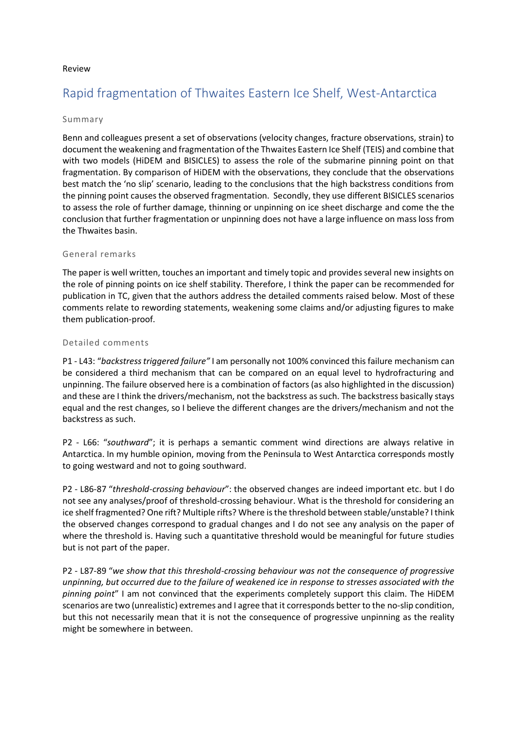Review

# Rapid fragmentation of Thwaites Eastern Ice Shelf, West-Antarctica

## Summary

Benn and colleagues present a set of observations (velocity changes, fracture observations, strain) to document the weakening and fragmentation of the Thwaites Eastern Ice Shelf (TEIS) and combine that with two models (HiDEM and BISICLES) to assess the role of the submarine pinning point on that fragmentation. By comparison of HiDEM with the observations, they conclude that the observations best match the 'no slip' scenario, leading to the conclusions that the high backstress conditions from the pinning point causes the observed fragmentation. Secondly, they use different BISICLES scenarios to assess the role of further damage, thinning or unpinning on ice sheet discharge and come the the conclusion that further fragmentation or unpinning does not have a large influence on mass loss from the Thwaites basin.

## General remarks

The paper is well written, touches an important and timely topic and provides several new insights on the role of pinning points on ice shelf stability. Therefore, I think the paper can be recommended for publication in TC, given that the authors address the detailed comments raised below. Most of these comments relate to rewording statements, weakening some claims and/or adjusting figures to make them publication-proof.

## Detailed comments

P1 - L43: "*backstress triggered failure"* I am personally not 100% convinced this failure mechanism can be considered a third mechanism that can be compared on an equal level to hydrofracturing and unpinning. The failure observed here is a combination of factors (as also highlighted in the discussion) and these are I think the drivers/mechanism, not the backstress as such. The backstress basically stays equal and the rest changes, so I believe the different changes are the drivers/mechanism and not the backstress as such.

P2 - L66: "*southward*"; it is perhaps a semantic comment wind directions are always relative in Antarctica. In my humble opinion, moving from the Peninsula to West Antarctica corresponds mostly to going westward and not to going southward.

P2 - L86-87 "*threshold-crossing behaviour*": the observed changes are indeed important etc. but I do not see any analyses/proof of threshold-crossing behaviour. What is the threshold for considering an ice shelf fragmented? One rift? Multiple rifts? Where is the threshold between stable/unstable? I think the observed changes correspond to gradual changes and I do not see any analysis on the paper of where the threshold is. Having such a quantitative threshold would be meaningful for future studies but is not part of the paper.

P2 - L87-89 "*we show that this threshold-crossing behaviour was not the consequence of progressive unpinning, but occurred due to the failure of weakened ice in response to stresses associated with the pinning point*" I am not convinced that the experiments completely support this claim. The HiDEM scenarios are two (unrealistic) extremes and I agree that it corresponds better to the no-slip condition, but this not necessarily mean that it is not the consequence of progressive unpinning as the reality might be somewhere in between.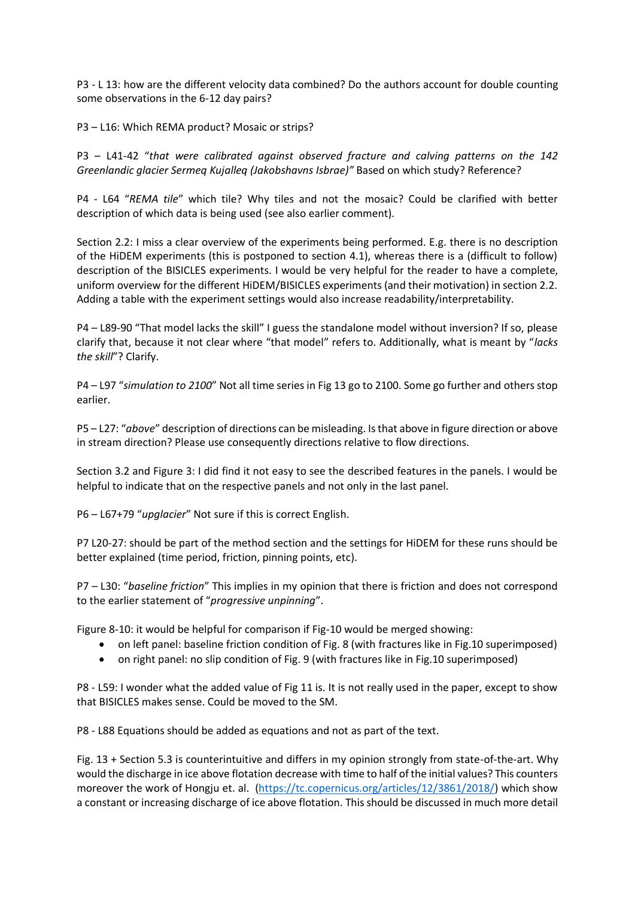P3 - L 13: how are the different velocity data combined? Do the authors account for double counting some observations in the 6-12 day pairs?

P3 – L16: Which REMA product? Mosaic or strips?

P3 – L41-42 "*that were calibrated against observed fracture and calving patterns on the 142 Greenlandic glacier Sermeq Kujalleq (Jakobshavns Isbrae)"* Based on which study? Reference?

P4 - L64 "*REMA tile*" which tile? Why tiles and not the mosaic? Could be clarified with better description of which data is being used (see also earlier comment).

Section 2.2: I miss a clear overview of the experiments being performed. E.g. there is no description of the HiDEM experiments (this is postponed to section 4.1), whereas there is a (difficult to follow) description of the BISICLES experiments. I would be very helpful for the reader to have a complete, uniform overview for the different HiDEM/BISICLES experiments (and their motivation) in section 2.2. Adding a table with the experiment settings would also increase readability/interpretability.

P4 – L89-90 "That model lacks the skill" I guess the standalone model without inversion? If so, please clarify that, because it not clear where "that model" refers to. Additionally, what is meant by "*lacks the skill*"? Clarify.

P4 – L97 "*simulation to 2100*" Not all time series in Fig 13 go to 2100. Some go further and others stop earlier.

P5 – L27: "*above*" description of directions can be misleading. Is that above in figure direction or above in stream direction? Please use consequently directions relative to flow directions.

Section 3.2 and Figure 3: I did find it not easy to see the described features in the panels. I would be helpful to indicate that on the respective panels and not only in the last panel.

P6 – L67+79 "*upglacier*" Not sure if this is correct English.

P7 L20-27: should be part of the method section and the settings for HiDEM for these runs should be better explained (time period, friction, pinning points, etc).

P7 – L30: "*baseline friction*" This implies in my opinion that there is friction and does not correspond to the earlier statement of "*progressive unpinning*".

Figure 8-10: it would be helpful for comparison if Fig-10 would be merged showing:

- on left panel: baseline friction condition of Fig. 8 (with fractures like in Fig.10 superimposed)
- on right panel: no slip condition of Fig. 9 (with fractures like in Fig.10 superimposed)

P8 - L59: I wonder what the added value of Fig 11 is. It is not really used in the paper, except to show that BISICLES makes sense. Could be moved to the SM.

P8 - L88 Equations should be added as equations and not as part of the text.

Fig. 13 + Section 5.3 is counterintuitive and differs in my opinion strongly from state-of-the-art. Why would the discharge in ice above flotation decrease with time to half of the initial values? This counters moreover the work of Hongju et. al. (https://tc.copernicus.org/articles/12/3861/2018/) which show a constant or increasing discharge of ice above flotation. This should be discussed in much more detail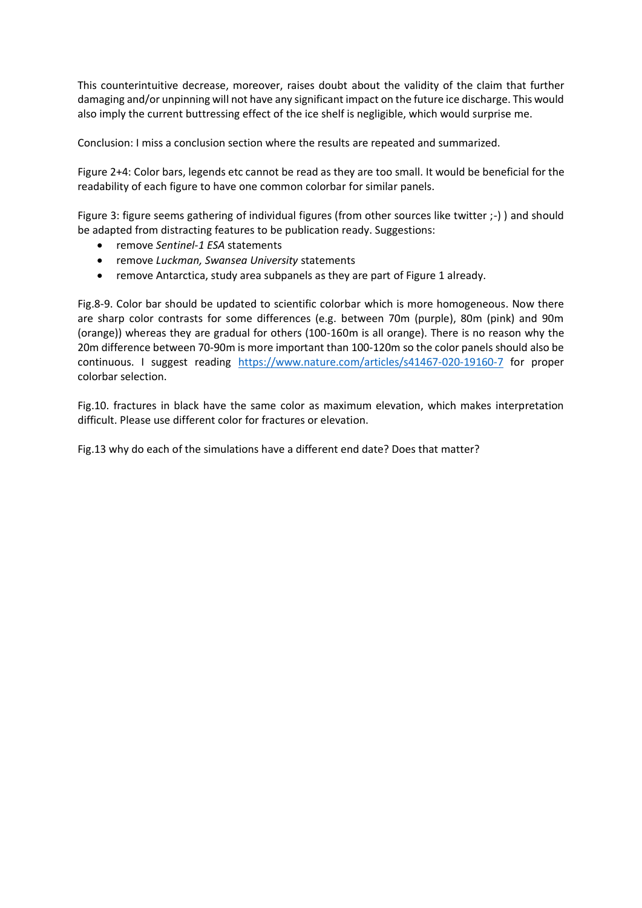This counterintuitive decrease, moreover, raises doubt about the validity of the claim that further damaging and/or unpinning will not have any significant impact on the future ice discharge. This would also imply the current buttressing effect of the ice shelf is negligible, which would surprise me.

Conclusion: I miss a conclusion section where the results are repeated and summarized.

Figure 2+4: Color bars, legends etc cannot be read as they are too small. It would be beneficial for the readability of each figure to have one common colorbar for similar panels.

Figure 3: figure seems gathering of individual figures (from other sources like twitter ;-) ) and should be adapted from distracting features to be publication ready. Suggestions:

- remove *Sentinel-1 ESA* statements
- remove *Luckman, Swansea University* statements
- remove Antarctica, study area subpanels as they are part of Figure 1 already.

Fig.8-9. Color bar should be updated to scientific colorbar which is more homogeneous. Now there are sharp color contrasts for some differences (e.g. between 70m (purple), 80m (pink) and 90m (orange)) whereas they are gradual for others (100-160m is all orange). There is no reason why the 20m difference between 70-90m is more important than 100-120m so the color panels should also be continuous. I suggest reading https://www.nature.com/articles/s41467-020-19160-7 for proper colorbar selection.

Fig.10. fractures in black have the same color as maximum elevation, which makes interpretation difficult. Please use different color for fractures or elevation.

Fig.13 why do each of the simulations have a different end date? Does that matter?